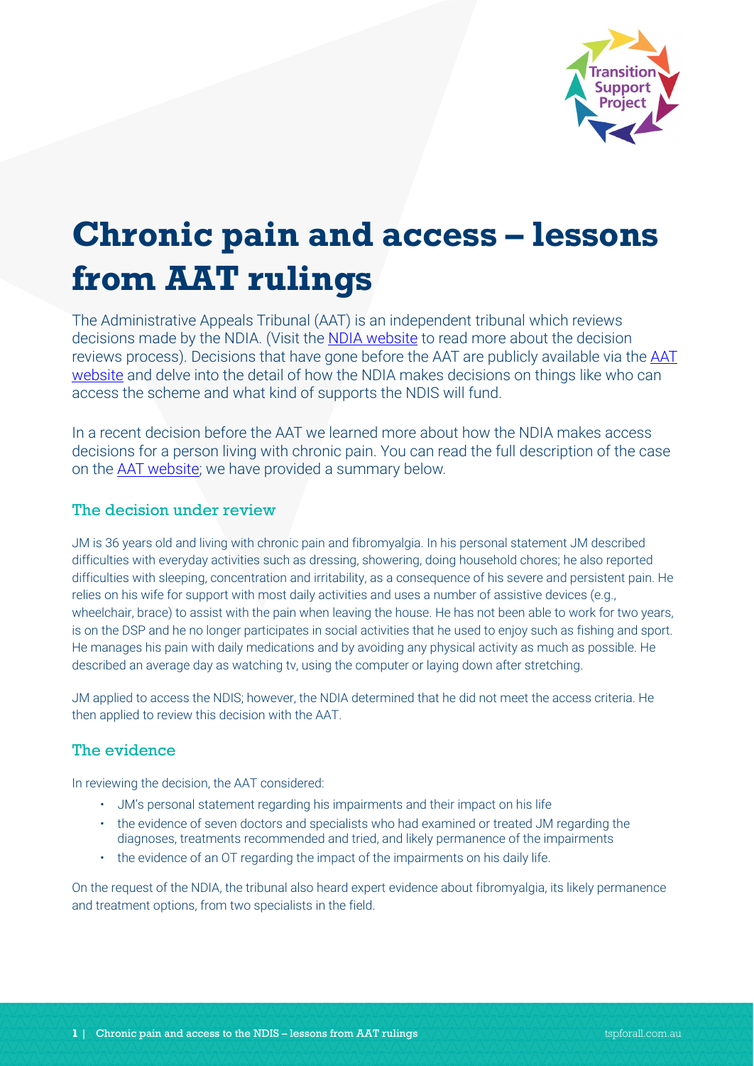# Chronic pain and access – lessons from AAT rulings

The Administrative Appeals Tribunal (AAT) is an independent tribunal which reviews decisions made by the NDIA. (Visit the NDIA website to read more about the decision reviews process). Decisions that have gone before the AAT are publicly available via the AAT website and delve into the detail of how the NDIA makes decisions on things like who can access the scheme and what kind of supports the NDIS will fund.

In a recent decision before the AAT we learned more about how the NDIA makes access decisions for a person living with chronic pain. You can read the full description of the case on the AAT website; we have provided a summary below.

## The decision under review

JM is 36 years old and living with chronic pain and fibromyalgia. In his personal statement JM described difficulties with everyday activities such as dressing, showering, doing household chores; he also reported difficulties with sleeping, concentration and irritability, as a consequence of his severe and persistent pain. He relies on his wife for support with most daily activities and uses a number of assistive devices (e.g., wheelchair, brace) to assist with the pain when leaving the house. He has not been able to work for two years, is on the DSP and he no longer participates in social activities that he used to enjoy such as fishing and sport. He manages his pain with daily medications and by avoiding any physical activity as much as possible. He described an average day as watching tv, using the computer or laying down after stretching.

JM applied to access the NDIS; however, the NDIA determined that he did not meet the access criteria. He then applied to review this decision with the AAT.

## The evidence

In reviewing the decision, the AAT considered:

- JM's personal statement regarding his impairments and their impact on his life
- the evidence of seven doctors and specialists who had examined or treated JM regarding the diagnoses, treatments recommended and tried, and likely permanence of the impairments
- the evidence of an OT regarding the impact of the impairments on his daily life.

On the request of the NDIA, the tribunal also heard expert evidence about fibromyalgia, its likely permanence and treatment options, from two specialists in the field.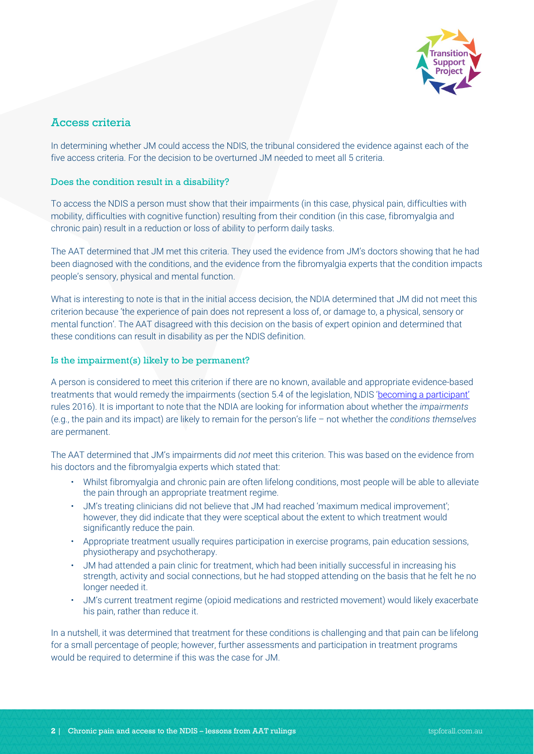## Access criteria

In determining whether JM could access the NDIS, the tribunal considered the evidence against each of the five access criteria. For the decision to be overturned JM needed to meet all 5 criteria.

### Does the condition result in a disability?

To access the NDIS a person must show that their impairments (in this case, physical pain, difficulties with mobility, difficulties with cognitive function) resulting from their condition (in this case, fibromyalgia and chronic pain) result in a reduction or loss of ability to perform daily tasks.

The AAT determined that JM met this criteria. They used the evidence from JM's doctors showing that he had been diagnosed with the conditions, and the evidence from the fibromyalgia experts that the condition impacts people's sensory, physical and mental function.

What is interesting to note is that in the initial access decision, the NDIA determined that JM did not meet this criterion because 'the experience of pain does not represent a loss of, or damage to, a physical, sensory or mental function'. The AAT disagreed with this decision on the basis of expert opinion and determined that these conditions can result in disability as per the NDIS definition.

### Is the impairment(s) likely to be permanent?

A person is considered to meet this criterion if there are no known, available and appropriate evidence-based treatments that would remedy the impairments (section 5.4 of the legislation, NDIS 'becoming a participant' rules 2016). It is important to note that the NDIA are looking for information about whether the *impairments* (e.g., the pain and its impact) are likely to remain for the person's life – not whether the *conditions themselves* are permanent.

The AAT determined that JM's impairments did *not* meet this criterion. This was based on the evidence from his doctors and the fibromyalgia experts which stated that:

- Whilst fibromyalgia and chronic pain are often lifelong conditions, most people will be able to alleviate the pain through an appropriate treatment regime.
- JM's treating clinicians did not believe that JM had reached 'maximum medical improvement'; however, they did indicate that they were sceptical about the extent to which treatment would significantly reduce the pain.
- Appropriate treatment usually requires participation in exercise programs, pain education sessions, physiotherapy and psychotherapy.
- JM had attended a pain clinic for treatment, which had been initially successful in increasing his strength, activity and social connections, but he had stopped attending on the basis that he felt he no longer needed it.
- JM's current treatment regime (opioid medications and restricted movement) would likely exacerbate his pain, rather than reduce it.

In a nutshell, it was determined that treatment for these conditions is challenging and that pain can be lifelong for a small percentage of people; however, further assessments and participation in treatment programs would be required to determine if this was the case for JM.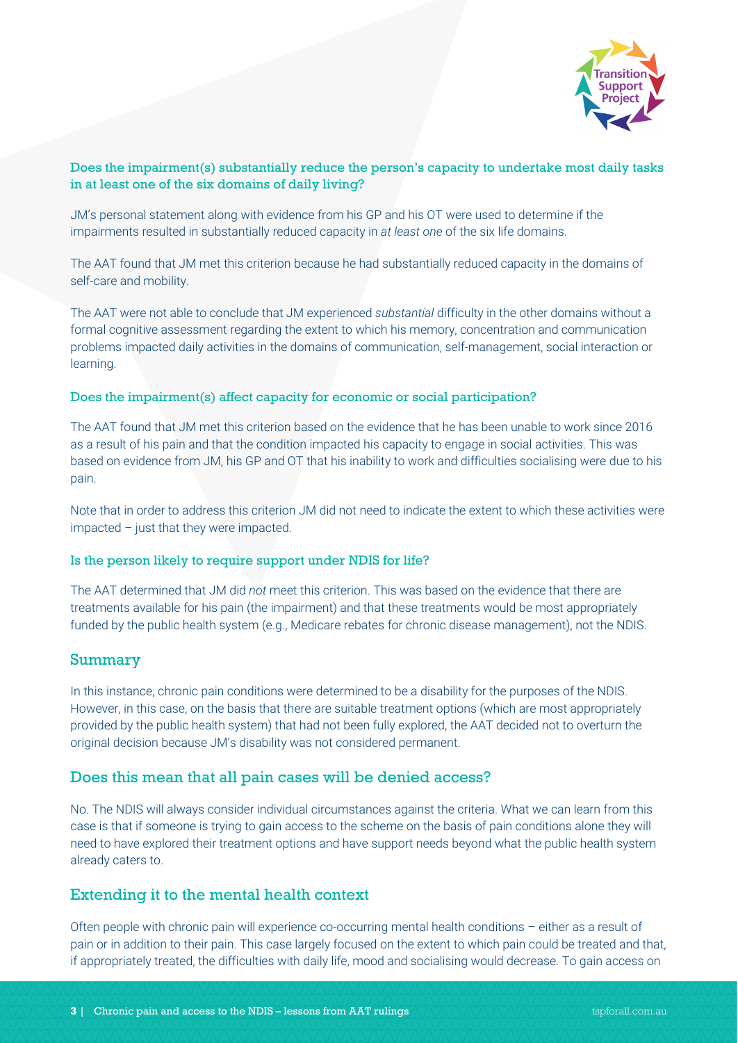### Does the impairment(s) substantially reduce the person's capacity to undertake most daily tasks in at least one of the six domains of daily living?

JM's personal statement along with evidence from his GP and his OT were used to determine if the impairments resulted in substantially reduced capacity in *at least one* of the six life domains.

The AAT found that JM met this criterion because he had substantially reduced capacity in the domains of self-care and mobility.

The AAT were not able to conclude that JM experienced *substantial* difficulty in the other domains without a formal cognitive assessment regarding the extent to which his memory, concentration and communication problems impacted daily activities in the domains of communication, self-management, social interaction or learning.

### Does the impairment(s) affect capacity for economic or social participation?

The AAT found that JM met this criterion based on the evidence that he has been unable to work since 2016 as a result of his pain and that the condition impacted his capacity to engage in social activities. This was based on evidence from JM, his GP and OT that his inability to work and difficulties socialising were due to his pain.

Note that in order to address this criterion JM did not need to indicate the extent to which these activities were impacted – just that they were impacted.

### Is the person likely to require support under NDIS for life?

The AAT determined that JM did *not* meet this criterion. This was based on the evidence that there are treatments available for his pain (the impairment) and that these treatments would be most appropriately funded by the public health system (e.g., Medicare rebates for chronic disease management), not the NDIS.

## Summary

In this instance, chronic pain conditions were determined to be a disability for the purposes of the NDIS. However, in this case, on the basis that there are suitable treatment options (which are most appropriately provided by the public health system) that had not been fully explored, the AAT decided not to overturn the original decision because JM's disability was not considered permanent.

## Does this mean that all pain cases will be denied access?

No. The NDIS will always consider individual circumstances against the criteria. What we can learn from this case is that if someone is trying to gain access to the scheme on the basis of pain conditions alone they will need to have explored their treatment options and have support needs beyond what the public health system already caters to.

## Extending it to the mental health context

Often people with chronic pain will experience co-occurring mental health conditions – either as a result of pain or in addition to their pain. This case largely focused on the extent to which pain could be treated and that, if appropriately treated, the difficulties with daily life, mood and socialising would decrease. To gain access on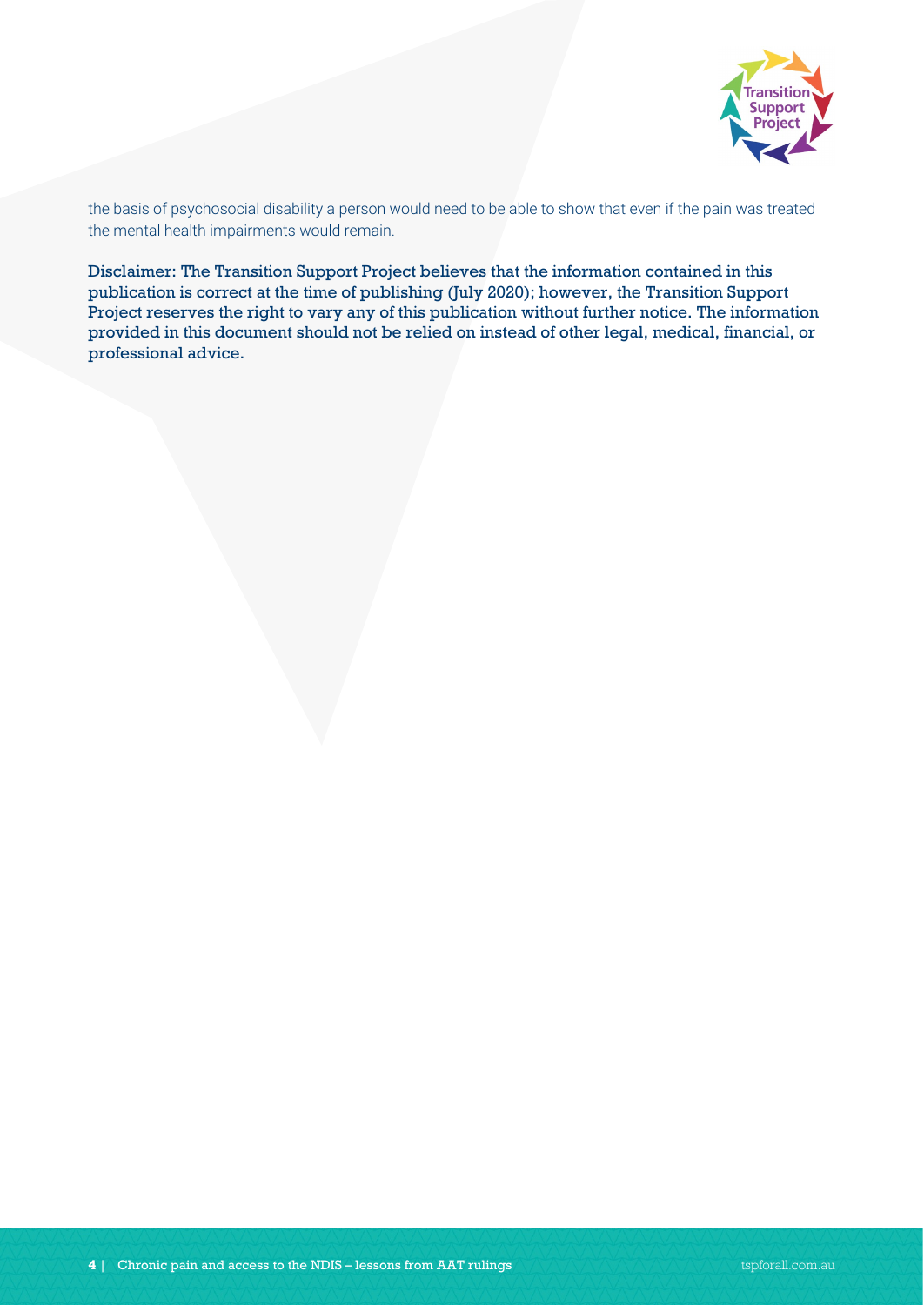the basis of psychosocial disability a person would need to be able to show that even if the pain was treated the mental health impairments would remain.

**Disclaimer: The Transition Support Project believes that the information contained in this publication is correct at the time of publishing (July 2020); however, the Transition Support Project reserves the right to vary any of this publication without further notice. The information provided in this document should not be relied on instead of other legal, medical, financial, or professional advice.**